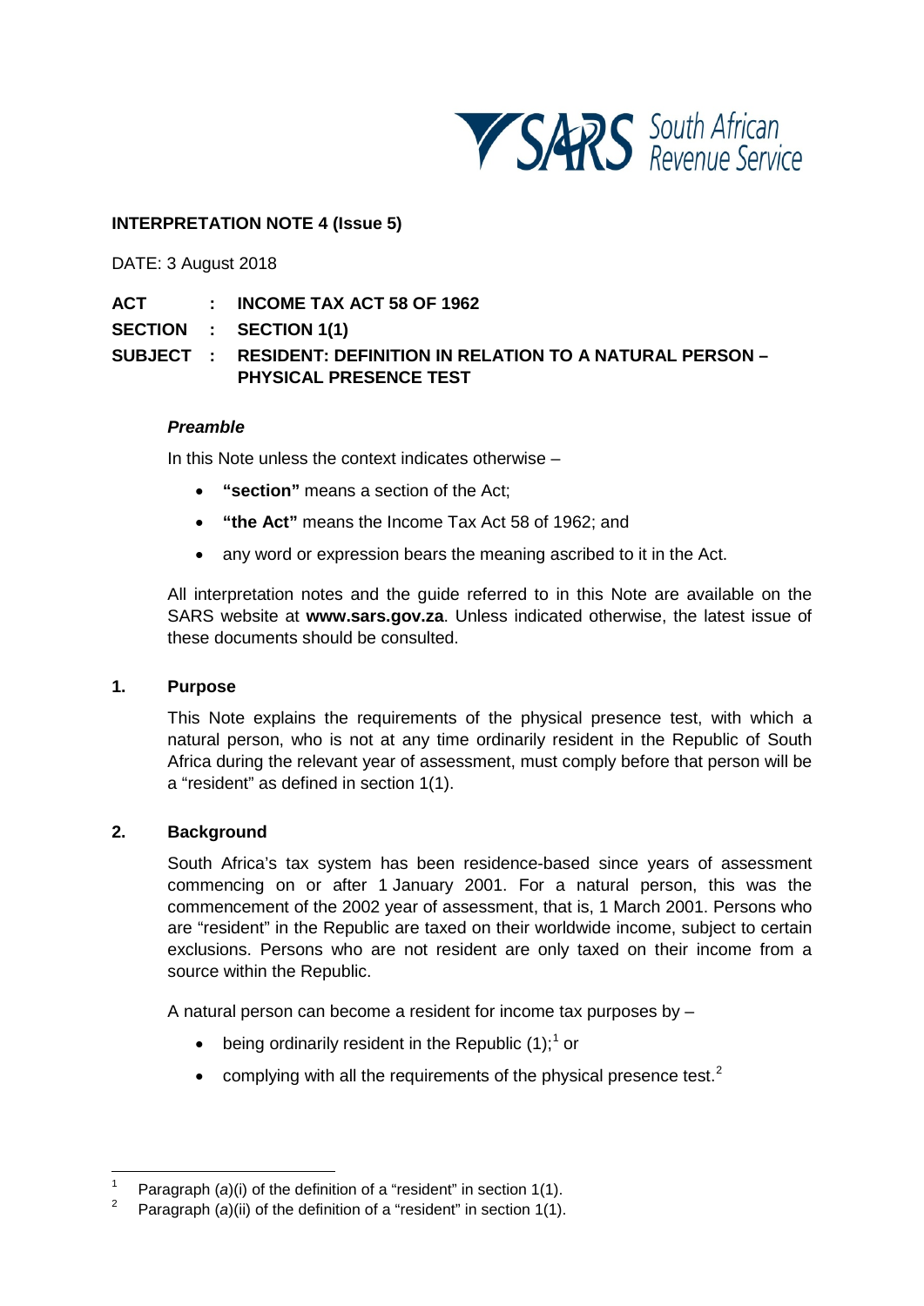**INTERPRETATION NOTE 4 (Issue 5)**

DATE: 3 August 2018

**ACT : INCOME TAX ACT 58 OF 1962**

**SECTION : SECTION 1(1)**

**SUBJECT : RESIDENT: DEFINITION IN RELATION TO A NATURAL PERSON – PHYSICAL PRESENCE TEST**

***Preamble***

In this Note unless the context indicates otherwise –

- **"section"** means a section of the Act;
- **"the Act"** means the Income Tax Act 58 of 1962; and
- any word or expression bears the meaning ascribed to it in the Act.

All interpretation notes and the guide referred to in this Note are available on the SARS website at **www.sars.gov.za**. Unless indicated otherwise, the latest issue of these documents should be consulted.

## 1. Purpose

This Note explains the requirements of the physical presence test, with which a natural person, who is not at any time ordinarily resident in the Republic of South Africa during the relevant year of assessment, must comply before that person will be a "resident" as defined in section 1(1).

## 2. Background

South Africa's tax system has been residence-based since years of assessment commencing on or after 1 January 2001. For a natural person, this was the commencement of the 2002 year of assessment, that is, 1 March 2001. Persons who are "resident" in the Republic are taxed on their worldwide income, subject to certain exclusions. Persons who are not resident are only taxed on their income from a source within the Republic.

A natural person can become a resident for income tax purposes by –

- being ordinarily resident in the Republic (1);[1] or
- complying with all the requirements of the physical presence test.[2]

---

[1] Paragraph (*a*)(i) of the definition of a "resident" in section 1(1).

[2] Paragraph (*a*)(ii) of the definition of a "resident" in section 1(1).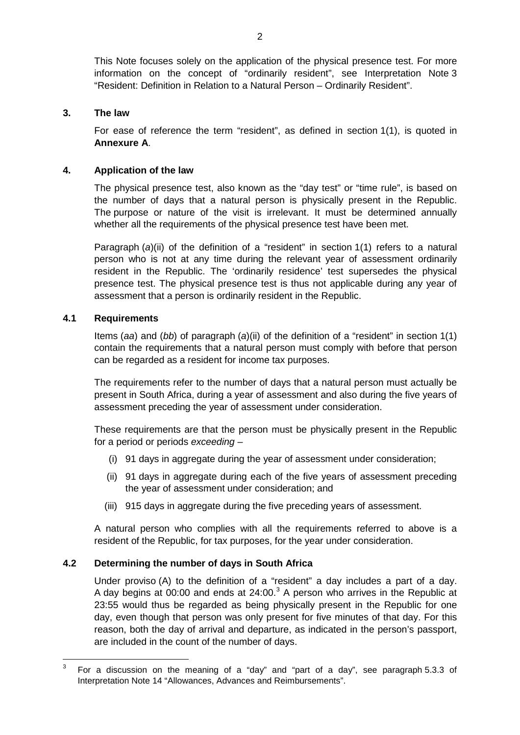This Note focuses solely on the application of the physical presence test. For more information on the concept of "ordinarily resident", see Interpretation Note 3 "Resident: Definition in Relation to a Natural Person – Ordinarily Resident".

## 3. The law

For ease of reference the term "resident", as defined in section 1(1), is quoted in **Annexure A**.

## 4. Application of the law

The physical presence test, also known as the "day test" or "time rule", is based on the number of days that a natural person is physically present in the Republic. The purpose or nature of the visit is irrelevant. It must be determined annually whether all the requirements of the physical presence test have been met.

Paragraph (*a*)(ii) of the definition of a "resident" in section 1(1) refers to a natural person who is not at any time during the relevant year of assessment ordinarily resident in the Republic. The 'ordinarily residence' test supersedes the physical presence test. The physical presence test is thus not applicable during any year of assessment that a person is ordinarily resident in the Republic.

### 4.1 Requirements

Items (*aa*) and (*bb*) of paragraph (*a*)(ii) of the definition of a "resident" in section 1(1) contain the requirements that a natural person must comply with before that person can be regarded as a resident for income tax purposes.

The requirements refer to the number of days that a natural person must actually be present in South Africa, during a year of assessment and also during the five years of assessment preceding the year of assessment under consideration.

These requirements are that the person must be physically present in the Republic for a period or periods *exceeding* –

- (i) 91 days in aggregate during the year of assessment under consideration;
- (ii) 91 days in aggregate during each of the five years of assessment preceding the year of assessment under consideration; and
- (iii) 915 days in aggregate during the five preceding years of assessment.

A natural person who complies with all the requirements referred to above is a resident of the Republic, for tax purposes, for the year under consideration.

### 4.2 Determining the number of days in South Africa

Under proviso (A) to the definition of a "resident" a day includes a part of a day. A day begins at 00:00 and ends at 24:00.[3] A person who arrives in the Republic at 23:55 would thus be regarded as being physically present in the Republic for one day, even though that person was only present for five minutes of that day. For this reason, both the day of arrival and departure, as indicated in the person's passport, are included in the count of the number of days.

[3] For a discussion on the meaning of a "day" and "part of a day", see paragraph 5.3.3 of Interpretation Note 14 "Allowances, Advances and Reimbursements".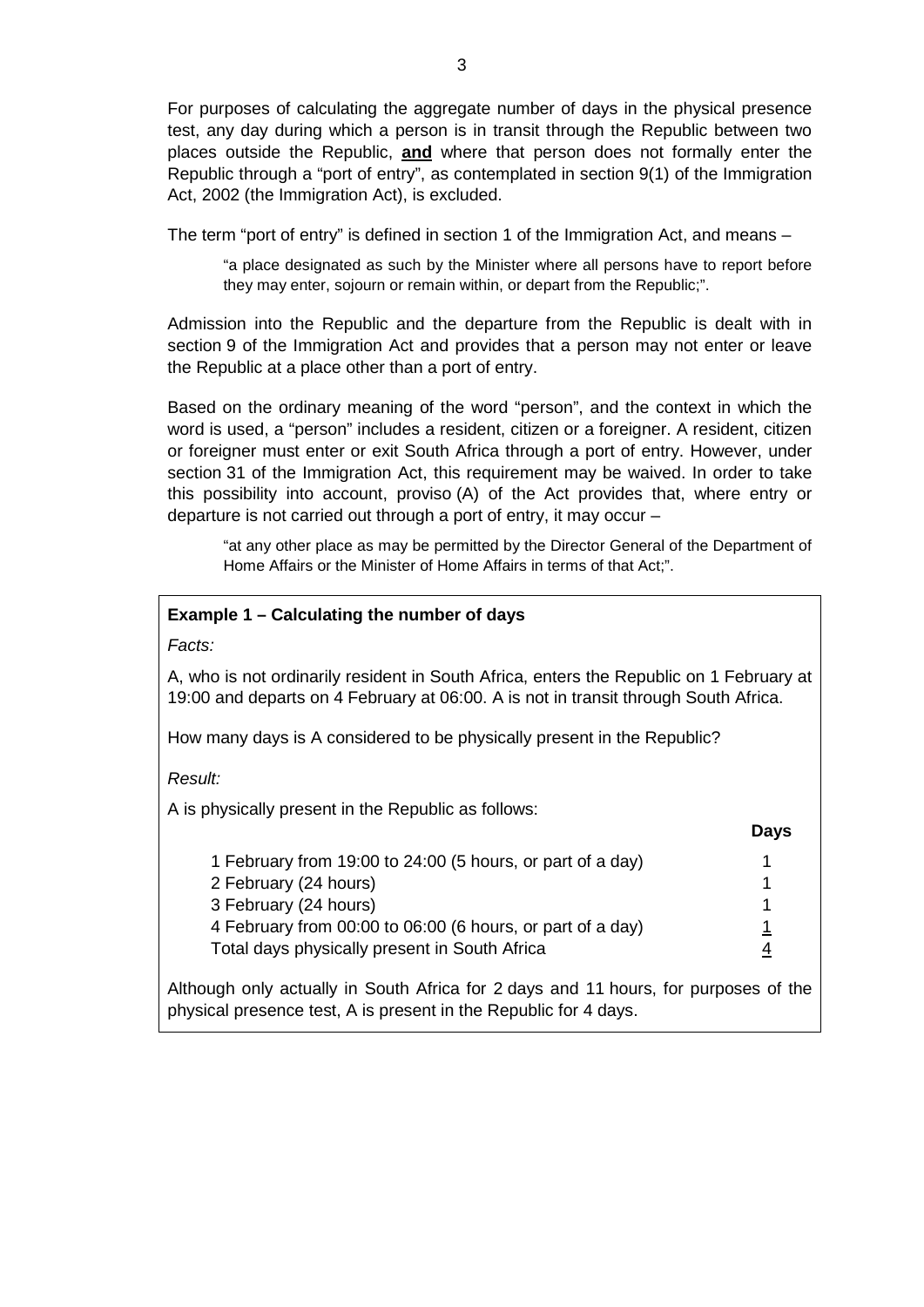For purposes of calculating the aggregate number of days in the physical presence test, any day during which a person is in transit through the Republic between two places outside the Republic, **and** where that person does not formally enter the Republic through a "port of entry", as contemplated in section 9(1) of the Immigration Act, 2002 (the Immigration Act), is excluded.

The term "port of entry" is defined in section 1 of the Immigration Act, and means –

> "a place designated as such by the Minister where all persons have to report before they may enter, sojourn or remain within, or depart from the Republic;".

Admission into the Republic and the departure from the Republic is dealt with in section 9 of the Immigration Act and provides that a person may not enter or leave the Republic at a place other than a port of entry.

Based on the ordinary meaning of the word "person", and the context in which the word is used, a "person" includes a resident, citizen or a foreigner. A resident, citizen or foreigner must enter or exit South Africa through a port of entry. However, under section 31 of the Immigration Act, this requirement may be waived. In order to take this possibility into account, proviso (A) of the Act provides that, where entry or departure is not carried out through a port of entry, it may occur –

> "at any other place as may be permitted by the Director General of the Department of Home Affairs or the Minister of Home Affairs in terms of that Act;".

**Example 1 – Calculating the number of days**

*Facts:*

A, who is not ordinarily resident in South Africa, enters the Republic on 1 February at 19:00 and departs on 4 February at 06:00. A is not in transit through South Africa.

How many days is A considered to be physically present in the Republic?

*Result:*

A is physically present in the Republic as follows:

| | **Days** |
|---|---|
| 1 February from 19:00 to 24:00 (5 hours, or part of a day) | 1 |
| 2 February (24 hours) | 1 |
| 3 February (24 hours) | 1 |
| 4 February from 00:00 to 06:00 (6 hours, or part of a day) | 1 |
| Total days physically present in South Africa | 4 |

Although only actually in South Africa for 2 days and 11 hours, for purposes of the physical presence test, A is present in the Republic for 4 days.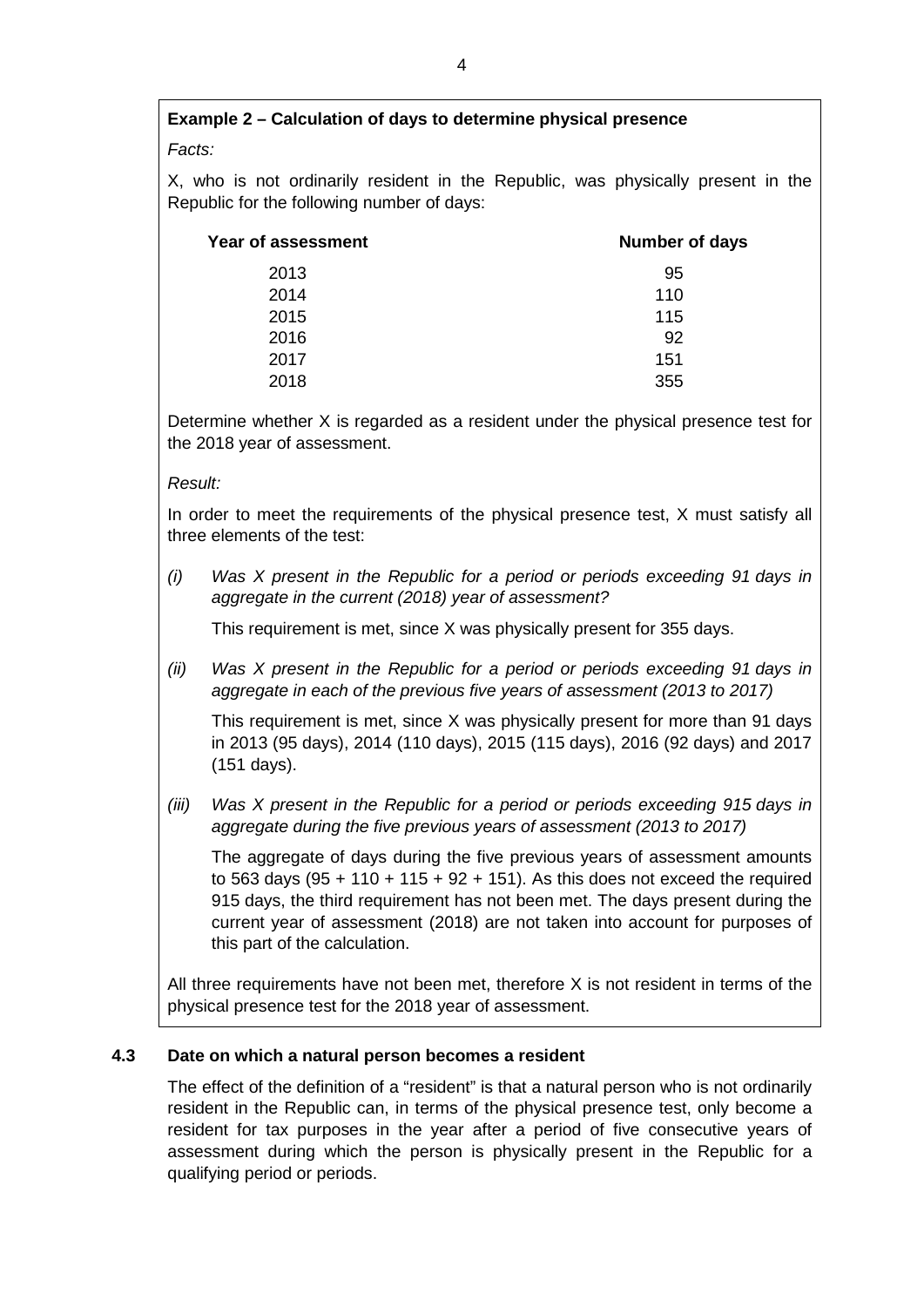**Example 2 – Calculation of days to determine physical presence**

*Facts:*

X, who is not ordinarily resident in the Republic, was physically present in the Republic for the following number of days:

| Year of assessment | Number of days |
|---|---|
| 2013 | 95 |
| 2014 | 110 |
| 2015 | 115 |
| 2016 | 92 |
| 2017 | 151 |
| 2018 | 355 |

Determine whether X is regarded as a resident under the physical presence test for the 2018 year of assessment.

*Result:*

In order to meet the requirements of the physical presence test, X must satisfy all three elements of the test:

*(i) Was X present in the Republic for a period or periods exceeding 91 days in aggregate in the current (2018) year of assessment?*

This requirement is met, since X was physically present for 355 days.

*(ii) Was X present in the Republic for a period or periods exceeding 91 days in aggregate in each of the previous five years of assessment (2013 to 2017)*

This requirement is met, since X was physically present for more than 91 days in 2013 (95 days), 2014 (110 days), 2015 (115 days), 2016 (92 days) and 2017 (151 days).

*(iii) Was X present in the Republic for a period or periods exceeding 915 days in aggregate during the five previous years of assessment (2013 to 2017)*

The aggregate of days during the five previous years of assessment amounts to 563 days (95 + 110 + 115 + 92 + 151). As this does not exceed the required 915 days, the third requirement has not been met. The days present during the current year of assessment (2018) are not taken into account for purposes of this part of the calculation.

All three requirements have not been met, therefore X is not resident in terms of the physical presence test for the 2018 year of assessment.

### 4.3 Date on which a natural person becomes a resident

The effect of the definition of a "resident" is that a natural person who is not ordinarily resident in the Republic can, in terms of the physical presence test, only become a resident for tax purposes in the year after a period of five consecutive years of assessment during which the person is physically present in the Republic for a qualifying period or periods.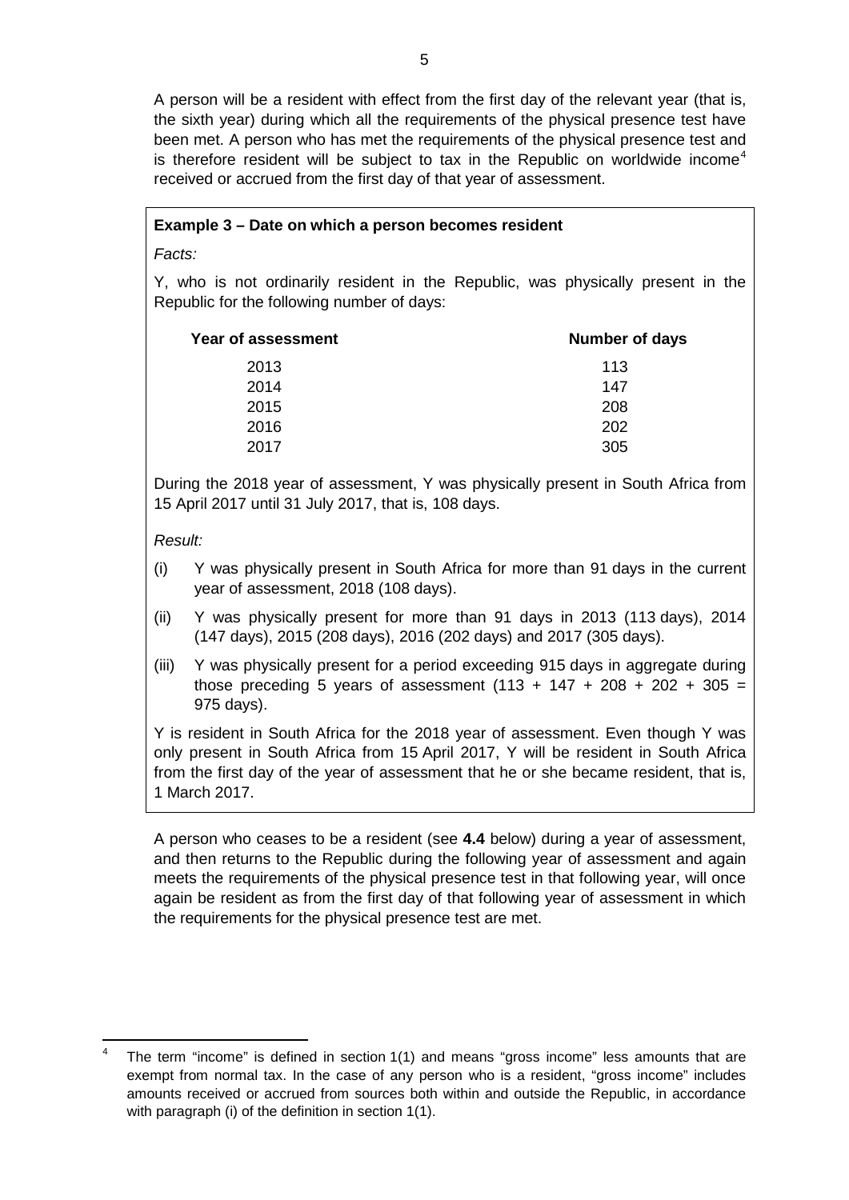A person will be a resident with effect from the first day of the relevant year (that is, the sixth year) during which all the requirements of the physical presence test have been met. A person who has met the requirements of the physical presence test and is therefore resident will be subject to tax in the Republic on worldwide income[4] received or accrued from the first day of that year of assessment.

**Example 3 – Date on which a person becomes resident**

*Facts:*

Y, who is not ordinarily resident in the Republic, was physically present in the Republic for the following number of days:

| Year of assessment | Number of days |
| --- | --- |
| 2013 | 113 |
| 2014 | 147 |
| 2015 | 208 |
| 2016 | 202 |
| 2017 | 305 |

During the 2018 year of assessment, Y was physically present in South Africa from 15 April 2017 until 31 July 2017, that is, 108 days.

*Result:*

(i) Y was physically present in South Africa for more than 91 days in the current year of assessment, 2018 (108 days).

(ii) Y was physically present for more than 91 days in 2013 (113 days), 2014 (147 days), 2015 (208 days), 2016 (202 days) and 2017 (305 days).

(iii) Y was physically present for a period exceeding 915 days in aggregate during those preceding 5 years of assessment (113 + 147 + 208 + 202 + 305 = 975 days).

Y is resident in South Africa for the 2018 year of assessment. Even though Y was only present in South Africa from 15 April 2017, Y will be resident in South Africa from the first day of the year of assessment that he or she became resident, that is, 1 March 2017.

A person who ceases to be a resident (see **4.4** below) during a year of assessment, and then returns to the Republic during the following year of assessment and again meets the requirements of the physical presence test in that following year, will once again be resident as from the first day of that following year of assessment in which the requirements for the physical presence test are met.

[4] The term "income" is defined in section 1(1) and means "gross income" less amounts that are exempt from normal tax. In the case of any person who is a resident, "gross income" includes amounts received or accrued from sources both within and outside the Republic, in accordance with paragraph (i) of the definition in section 1(1).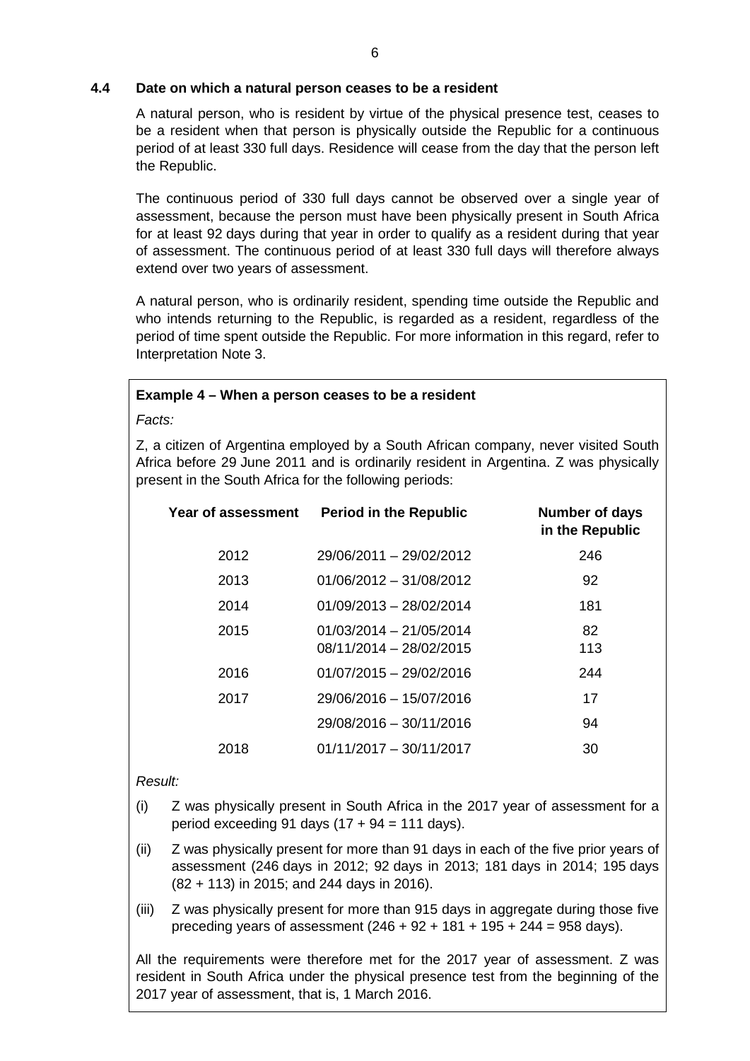### 4.4 Date on which a natural person ceases to be a resident

A natural person, who is resident by virtue of the physical presence test, ceases to be a resident when that person is physically outside the Republic for a continuous period of at least 330 full days. Residence will cease from the day that the person left the Republic.

The continuous period of 330 full days cannot be observed over a single year of assessment, because the person must have been physically present in South Africa for at least 92 days during that year in order to qualify as a resident during that year of assessment. The continuous period of at least 330 full days will therefore always extend over two years of assessment.

A natural person, who is ordinarily resident, spending time outside the Republic and who intends returning to the Republic, is regarded as a resident, regardless of the period of time spent outside the Republic. For more information in this regard, refer to Interpretation Note 3.

**Example 4 – When a person ceases to be a resident**

*Facts:*

Z, a citizen of Argentina employed by a South African company, never visited South Africa before 29 June 2011 and is ordinarily resident in Argentina. Z was physically present in the South Africa for the following periods:

| Year of assessment | Period in the Republic | Number of days in the Republic |
|---|---|---|
| 2012 | 29/06/2011 – 29/02/2012 | 246 |
| 2013 | 01/06/2012 – 31/08/2012 | 92 |
| 2014 | 01/09/2013 – 28/02/2014 | 181 |
| 2015 | 01/03/2014 – 21/05/2014 | 82 |
| | 08/11/2014 – 28/02/2015 | 113 |
| 2016 | 01/07/2015 – 29/02/2016 | 244 |
| 2017 | 29/06/2016 – 15/07/2016 | 17 |
| | 29/08/2016 – 30/11/2016 | 94 |
| 2018 | 01/11/2017 – 30/11/2017 | 30 |

*Result:*

(i) Z was physically present in South Africa in the 2017 year of assessment for a period exceeding 91 days (17 + 94 = 111 days).

(ii) Z was physically present for more than 91 days in each of the five prior years of assessment (246 days in 2012; 92 days in 2013; 181 days in 2014; 195 days (82 + 113) in 2015; and 244 days in 2016).

(iii) Z was physically present for more than 915 days in aggregate during those five preceding years of assessment (246 + 92 + 181 + 195 + 244 = 958 days).

All the requirements were therefore met for the 2017 year of assessment. Z was resident in South Africa under the physical presence test from the beginning of the 2017 year of assessment, that is, 1 March 2016.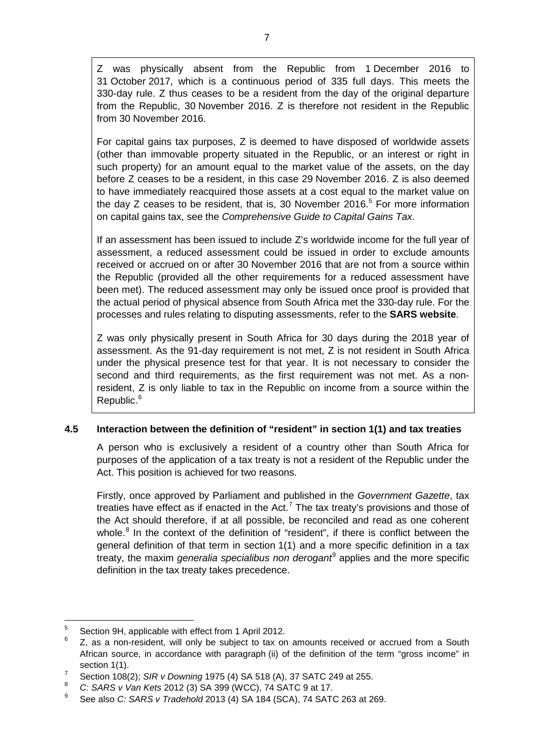Z was physically absent from the Republic from 1 December 2016 to 31 October 2017, which is a continuous period of 335 full days. This meets the 330-day rule. Z thus ceases to be a resident from the day of the original departure from the Republic, 30 November 2016. Z is therefore not resident in the Republic from 30 November 2016.

For capital gains tax purposes, Z is deemed to have disposed of worldwide assets (other than immovable property situated in the Republic, or an interest or right in such property) for an amount equal to the market value of the assets, on the day before Z ceases to be a resident, in this case 29 November 2016. Z is also deemed to have immediately reacquired those assets at a cost equal to the market value on the day Z ceases to be resident, that is, 30 November 2016.[5] For more information on capital gains tax, see the *Comprehensive Guide to Capital Gains Tax*.

If an assessment has been issued to include Z's worldwide income for the full year of assessment, a reduced assessment could be issued in order to exclude amounts received or accrued on or after 30 November 2016 that are not from a source within the Republic (provided all the other requirements for a reduced assessment have been met). The reduced assessment may only be issued once proof is provided that the actual period of physical absence from South Africa met the 330-day rule. For the processes and rules relating to disputing assessments, refer to the **SARS website**.

Z was only physically present in South Africa for 30 days during the 2018 year of assessment. As the 91-day requirement is not met, Z is not resident in South Africa under the physical presence test for that year. It is not necessary to consider the second and third requirements, as the first requirement was not met. As a non-resident, Z is only liable to tax in the Republic on income from a source within the Republic.[6]

### 4.5 Interaction between the definition of "resident" in section 1(1) and tax treaties

A person who is exclusively a resident of a country other than South Africa for purposes of the application of a tax treaty is not a resident of the Republic under the Act. This position is achieved for two reasons.

Firstly, once approved by Parliament and published in the *Government Gazette*, tax treaties have effect as if enacted in the Act.[7] The tax treaty's provisions and those of the Act should therefore, if at all possible, be reconciled and read as one coherent whole.[8] In the context of the definition of "resident", if there is conflict between the general definition of that term in section 1(1) and a more specific definition in a tax treaty, the maxim *generalia specialibus non derogant*[9] applies and the more specific definition in the tax treaty takes precedence.

---

[5] Section 9H, applicable with effect from 1 April 2012.

[6] Z, as a non-resident, will only be subject to tax on amounts received or accrued from a South African source, in accordance with paragraph (ii) of the definition of the term "gross income" in section 1(1).

[7] Section 108(2); *SIR v Downing* 1975 (4) SA 518 (A), 37 SATC 249 at 255.

[8] *C: SARS v Van Kets* 2012 (3) SA 399 (WCC), 74 SATC 9 at 17.

[9] See also *C: SARS v Tradehold* 2013 (4) SA 184 (SCA), 74 SATC 263 at 269.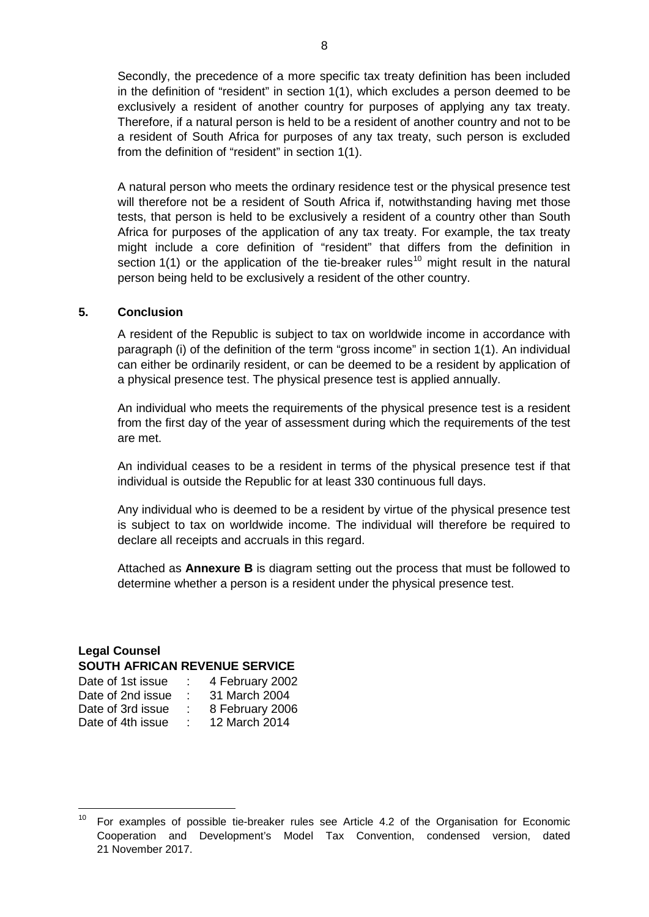Secondly, the precedence of a more specific tax treaty definition has been included in the definition of "resident" in section 1(1), which excludes a person deemed to be exclusively a resident of another country for purposes of applying any tax treaty. Therefore, if a natural person is held to be a resident of another country and not to be a resident of South Africa for purposes of any tax treaty, such person is excluded from the definition of "resident" in section 1(1).

A natural person who meets the ordinary residence test or the physical presence test will therefore not be a resident of South Africa if, notwithstanding having met those tests, that person is held to be exclusively a resident of a country other than South Africa for purposes of the application of any tax treaty. For example, the tax treaty might include a core definition of "resident" that differs from the definition in section 1(1) or the application of the tie-breaker rules[10] might result in the natural person being held to be exclusively a resident of the other country.

## 5. Conclusion

A resident of the Republic is subject to tax on worldwide income in accordance with paragraph (i) of the definition of the term "gross income" in section 1(1). An individual can either be ordinarily resident, or can be deemed to be a resident by application of a physical presence test. The physical presence test is applied annually.

An individual who meets the requirements of the physical presence test is a resident from the first day of the year of assessment during which the requirements of the test are met.

An individual ceases to be a resident in terms of the physical presence test if that individual is outside the Republic for at least 330 continuous full days.

Any individual who is deemed to be a resident by virtue of the physical presence test is subject to tax on worldwide income. The individual will therefore be required to declare all receipts and accruals in this regard.

Attached as **Annexure B** is diagram setting out the process that must be followed to determine whether a person is a resident under the physical presence test.

**Legal Counsel**
**SOUTH AFRICAN REVENUE SERVICE**

Date of 1st issue : 4 February 2002
Date of 2nd issue : 31 March 2004
Date of 3rd issue : 8 February 2006
Date of 4th issue : 12 March 2014

---

[10] For examples of possible tie-breaker rules see Article 4.2 of the Organisation for Economic Cooperation and Development's Model Tax Convention, condensed version, dated 21 November 2017.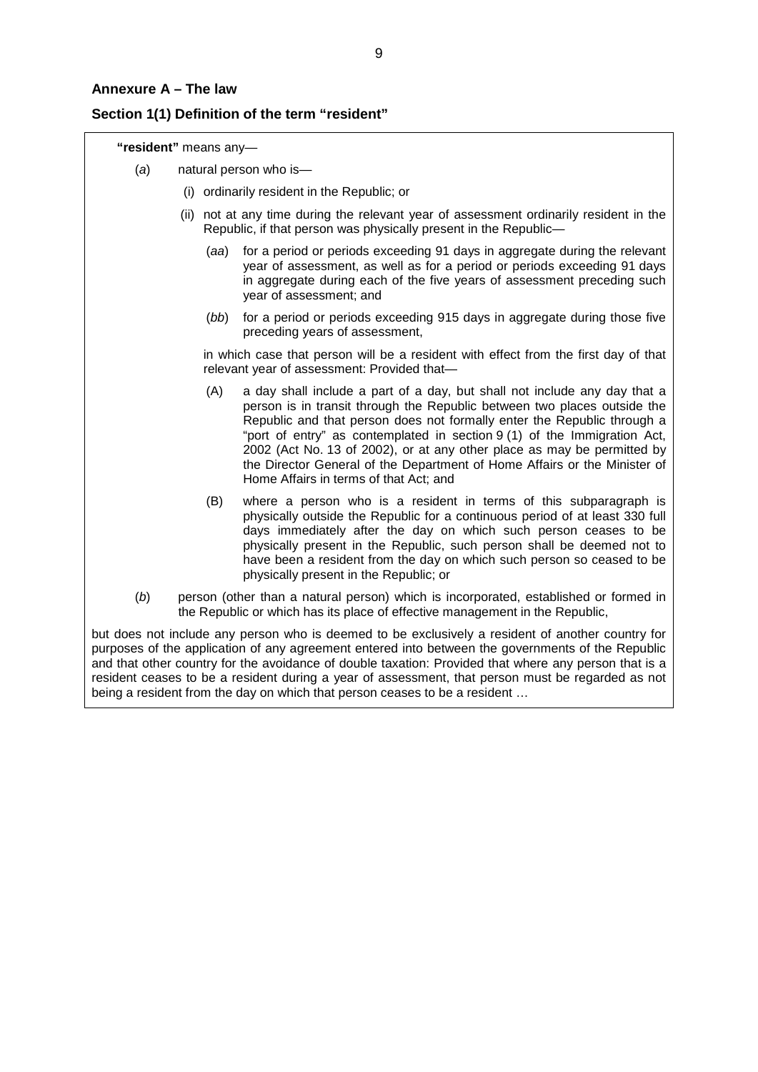## Annexure A – The law

### Section 1(1) Definition of the term "resident"

**"resident"** means any—

(*a*) natural person who is—

(i) ordinarily resident in the Republic; or

(ii) not at any time during the relevant year of assessment ordinarily resident in the Republic, if that person was physically present in the Republic—

(*aa*) for a period or periods exceeding 91 days in aggregate during the relevant year of assessment, as well as for a period or periods exceeding 91 days in aggregate during each of the five years of assessment preceding such year of assessment; and

(*bb*) for a period or periods exceeding 915 days in aggregate during those five preceding years of assessment,

in which case that person will be a resident with effect from the first day of that relevant year of assessment: Provided that—

(A) a day shall include a part of a day, but shall not include any day that a person is in transit through the Republic between two places outside the Republic and that person does not formally enter the Republic through a "port of entry" as contemplated in section 9 (1) of the Immigration Act, 2002 (Act No. 13 of 2002), or at any other place as may be permitted by the Director General of the Department of Home Affairs or the Minister of Home Affairs in terms of that Act; and

(B) where a person who is a resident in terms of this subparagraph is physically outside the Republic for a continuous period of at least 330 full days immediately after the day on which such person ceases to be physically present in the Republic, such person shall be deemed not to have been a resident from the day on which such person so ceased to be physically present in the Republic; or

(*b*) person (other than a natural person) which is incorporated, established or formed in the Republic or which has its place of effective management in the Republic,

but does not include any person who is deemed to be exclusively a resident of another country for purposes of the application of any agreement entered into between the governments of the Republic and that other country for the avoidance of double taxation: Provided that where any person that is a resident ceases to be a resident during a year of assessment, that person must be regarded as not being a resident from the day on which that person ceases to be a resident …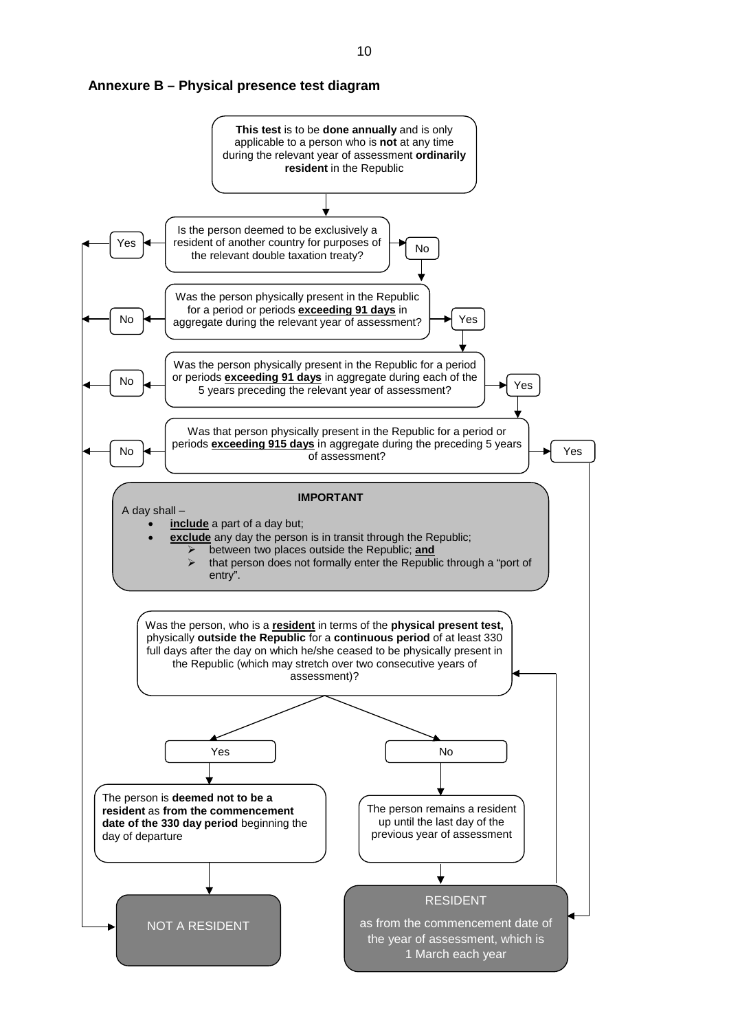## Annexure B – Physical presence test diagram

**This test** is to be **done annually** and is only applicable to a person who is **not** at any time during the relevant year of assessment **ordinarily resident** in the Republic

Is the person deemed to be exclusively a resident of another country for purposes of the relevant double taxation treaty?

Yes

No

Was the person physically present in the Republic for a period or periods **exceeding 91 days** in aggregate during the relevant year of assessment?

No

Yes

Was the person physically present in the Republic for a period or periods **exceeding 91 days** in aggregate during each of the 5 years preceding the relevant year of assessment?

No

Yes

Was that person physically present in the Republic for a period or periods **exceeding 915 days** in aggregate during the preceding 5 years of assessment?

No

Yes

**IMPORTANT**

A day shall –

- **include** a part of a day but;
- **exclude** any day the person is in transit through the Republic;
  - between two places outside the Republic; **and**
  - that person does not formally enter the Republic through a "port of entry".

Was the person, who is a **resident** in terms of the **physical present test,** physically **outside the Republic** for a **continuous period** of at least 330 full days after the day on which he/she ceased to be physically present in the Republic (which may stretch over two consecutive years of assessment)?

Yes

No

The person is **deemed not to be a resident** as **from the commencement date of the 330 day period** beginning the day of departure

The person remains a resident up until the last day of the previous year of assessment

NOT A RESIDENT

RESIDENT

as from the commencement date of the year of assessment, which is 1 March each year